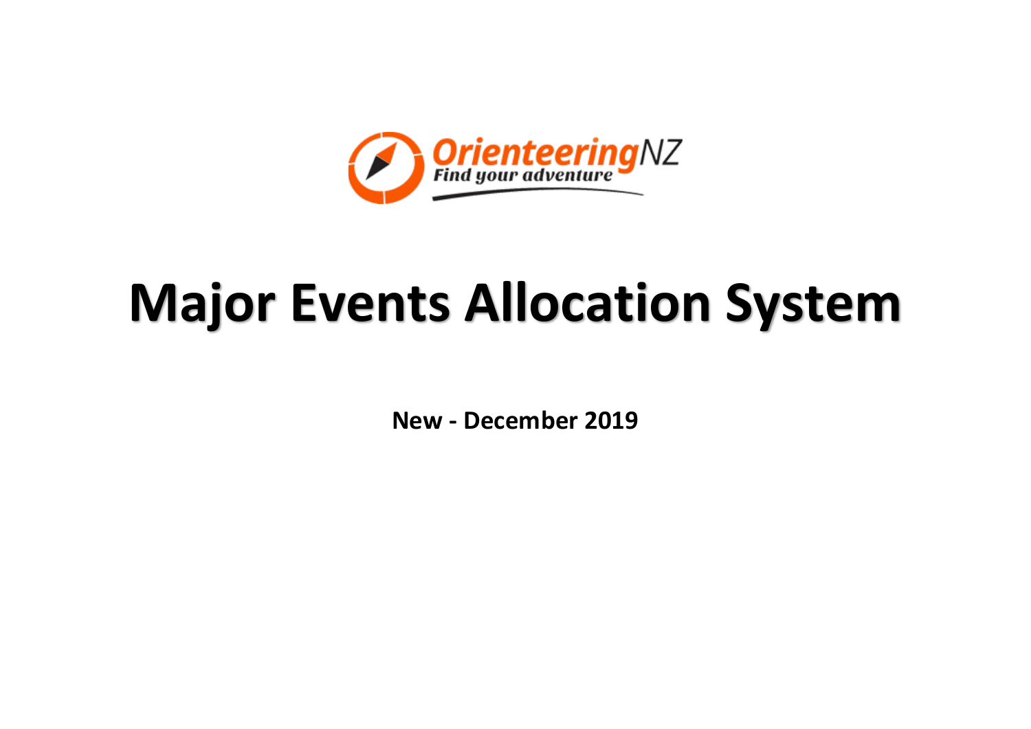OrienteeringNZ
Find your adventure

# Major Events Allocation System

**New - December 2019**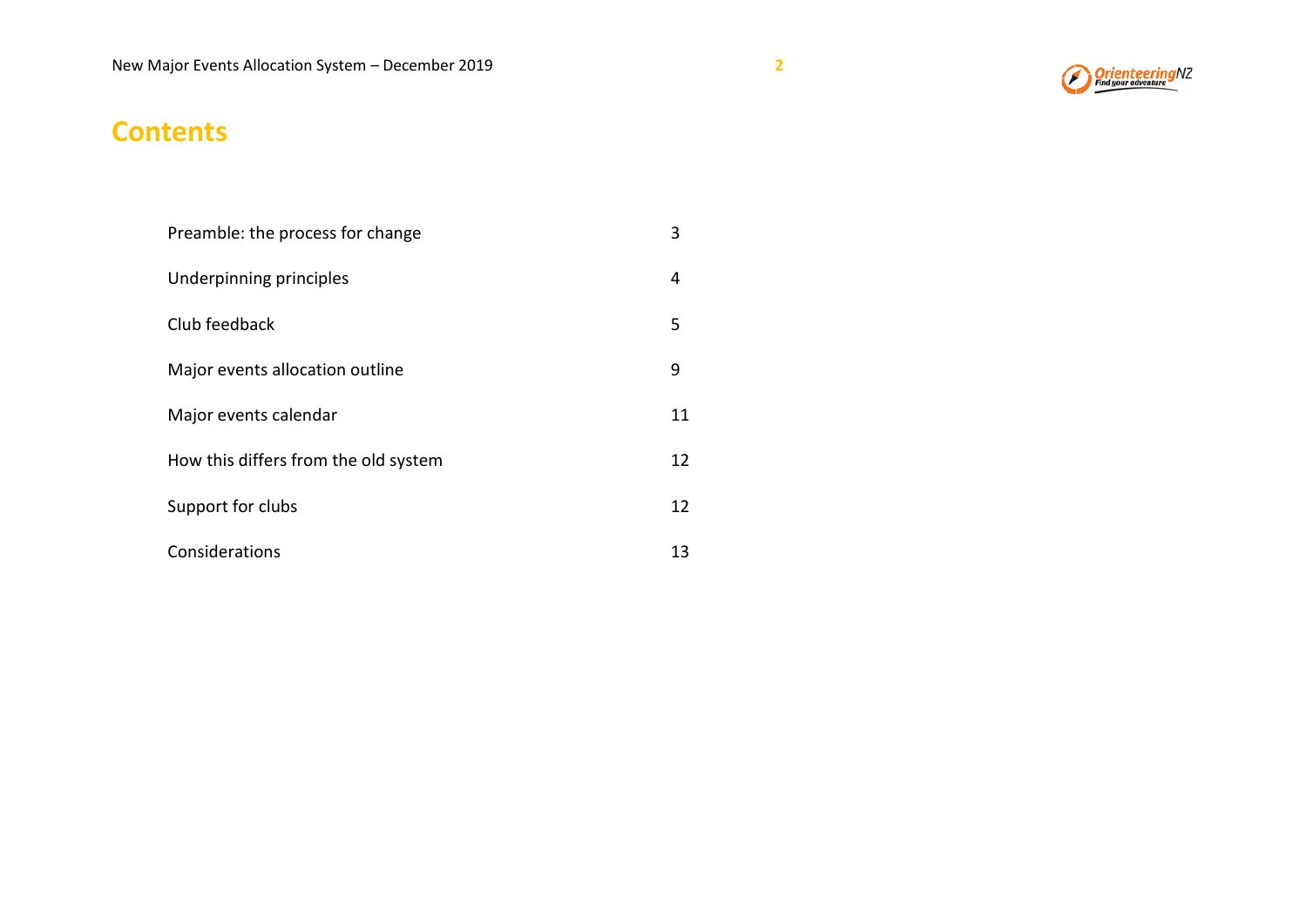# Contents

| | |
|---|---|
| Preamble: the process for change | 3 |
| Underpinning principles | 4 |
| Club feedback | 5 |
| Major events allocation outline | 9 |
| Major events calendar | 11 |
| How this differs from the old system | 12 |
| Support for clubs | 12 |
| Considerations | 13 |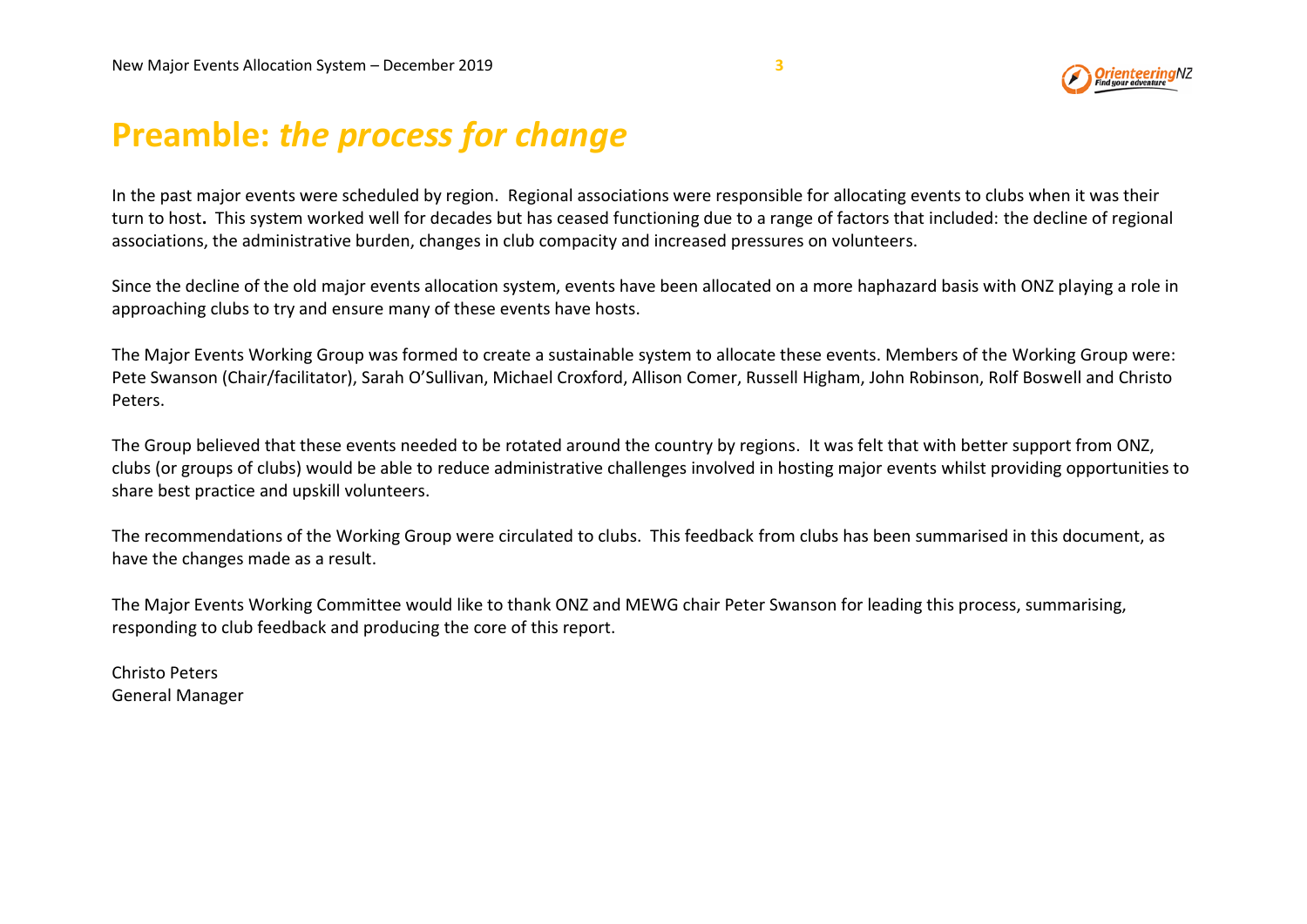# Preamble: *the process for change*

In the past major events were scheduled by region. Regional associations were responsible for allocating events to clubs when it was their turn to host**.** This system worked well for decades but has ceased functioning due to a range of factors that included: the decline of regional associations, the administrative burden, changes in club compacity and increased pressures on volunteers.

Since the decline of the old major events allocation system, events have been allocated on a more haphazard basis with ONZ playing a role in approaching clubs to try and ensure many of these events have hosts.

The Major Events Working Group was formed to create a sustainable system to allocate these events. Members of the Working Group were: Pete Swanson (Chair/facilitator), Sarah O'Sullivan, Michael Croxford, Allison Comer, Russell Higham, John Robinson, Rolf Boswell and Christo Peters.

The Group believed that these events needed to be rotated around the country by regions. It was felt that with better support from ONZ, clubs (or groups of clubs) would be able to reduce administrative challenges involved in hosting major events whilst providing opportunities to share best practice and upskill volunteers.

The recommendations of the Working Group were circulated to clubs. This feedback from clubs has been summarised in this document, as have the changes made as a result.

The Major Events Working Committee would like to thank ONZ and MEWG chair Peter Swanson for leading this process, summarising, responding to club feedback and producing the core of this report.

Christo Peters
General Manager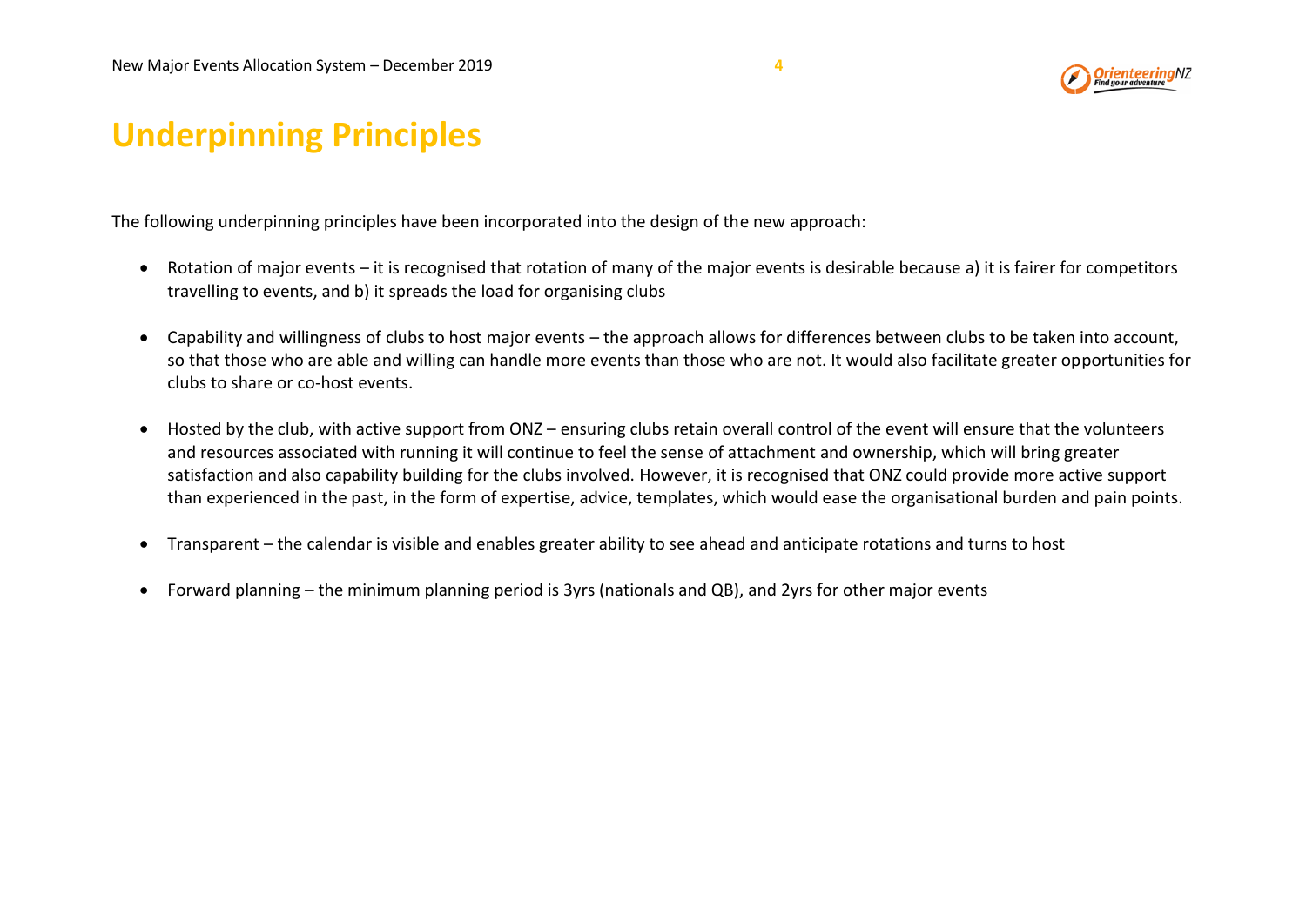# Underpinning Principles

The following underpinning principles have been incorporated into the design of the new approach:

- Rotation of major events – it is recognised that rotation of many of the major events is desirable because a) it is fairer for competitors travelling to events, and b) it spreads the load for organising clubs

- Capability and willingness of clubs to host major events – the approach allows for differences between clubs to be taken into account, so that those who are able and willing can handle more events than those who are not. It would also facilitate greater opportunities for clubs to share or co-host events.

- Hosted by the club, with active support from ONZ – ensuring clubs retain overall control of the event will ensure that the volunteers and resources associated with running it will continue to feel the sense of attachment and ownership, which will bring greater satisfaction and also capability building for the clubs involved. However, it is recognised that ONZ could provide more active support than experienced in the past, in the form of expertise, advice, templates, which would ease the organisational burden and pain points.

- Transparent – the calendar is visible and enables greater ability to see ahead and anticipate rotations and turns to host

- Forward planning – the minimum planning period is 3yrs (nationals and QB), and 2yrs for other major events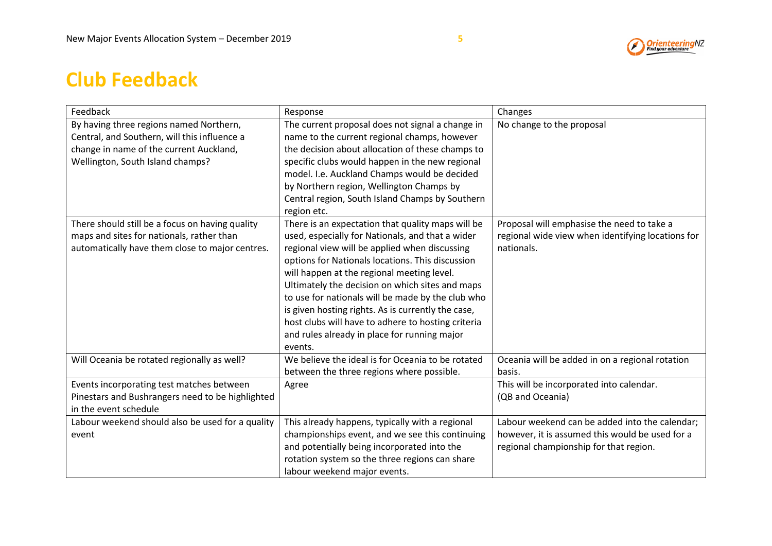# Club Feedback

| Feedback | Response | Changes |
|---|---|---|
| By having three regions named Northern, Central, and Southern, will this influence a change in name of the current Auckland, Wellington, South Island champs? | The current proposal does not signal a change in name to the current regional champs, however the decision about allocation of these champs to specific clubs would happen in the new regional model. I.e. Auckland Champs would be decided by Northern region, Wellington Champs by Central region, South Island Champs by Southern region etc. | No change to the proposal |
| There should still be a focus on having quality maps and sites for nationals, rather than automatically have them close to major centres. | There is an expectation that quality maps will be used, especially for Nationals, and that a wider regional view will be applied when discussing options for Nationals locations. This discussion will happen at the regional meeting level. Ultimately the decision on which sites and maps to use for nationals will be made by the club who is given hosting rights. As is currently the case, host clubs will have to adhere to hosting criteria and rules already in place for running major events. | Proposal will emphasise the need to take a regional wide view when identifying locations for nationals. |
| Will Oceania be rotated regionally as well? | We believe the ideal is for Oceania to be rotated between the three regions where possible. | Oceania will be added in on a regional rotation basis. |
| Events incorporating test matches between Pinestars and Bushrangers need to be highlighted in the event schedule | Agree | This will be incorporated into calendar. (QB and Oceania) |
| Labour weekend should also be used for a quality event | This already happens, typically with a regional championships event, and we see this continuing and potentially being incorporated into the rotation system so the three regions can share labour weekend major events. | Labour weekend can be added into the calendar; however, it is assumed this would be used for a regional championship for that region. |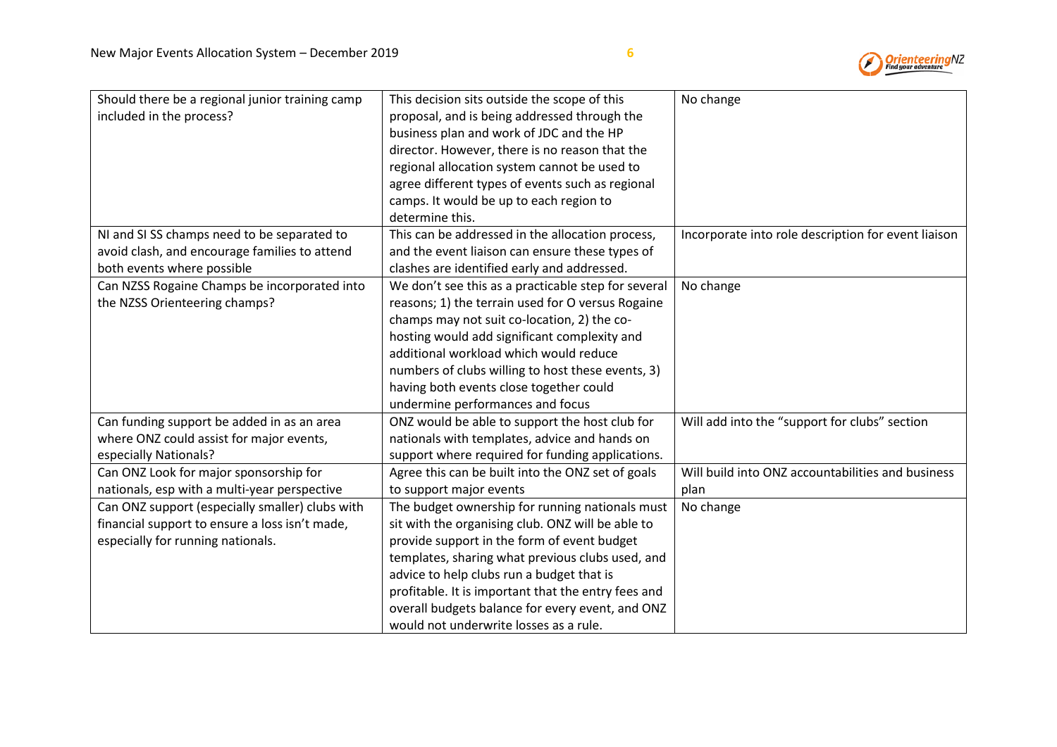| | | |
|---|---|---|
| Should there be a regional junior training camp included in the process? | This decision sits outside the scope of this proposal, and is being addressed through the business plan and work of JDC and the HP director. However, there is no reason that the regional allocation system cannot be used to agree different types of events such as regional camps. It would be up to each region to determine this. | No change |
| NI and SI SS champs need to be separated to avoid clash, and encourage families to attend both events where possible | This can be addressed in the allocation process, and the event liaison can ensure these types of clashes are identified early and addressed. | Incorporate into role description for event liaison |
| Can NZSS Rogaine Champs be incorporated into the NZSS Orienteering champs? | We don't see this as a practicable step for several reasons; 1) the terrain used for O versus Rogaine champs may not suit co-location, 2) the co-hosting would add significant complexity and additional workload which would reduce numbers of clubs willing to host these events, 3) having both events close together could undermine performances and focus | No change |
| Can funding support be added in as an area where ONZ could assist for major events, especially Nationals? | ONZ would be able to support the host club for nationals with templates, advice and hands on support where required for funding applications. | Will add into the "support for clubs" section |
| Can ONZ Look for major sponsorship for nationals, esp with a multi-year perspective | Agree this can be built into the ONZ set of goals to support major events | Will build into ONZ accountabilities and business plan |
| Can ONZ support (especially smaller) clubs with financial support to ensure a loss isn't made, especially for running nationals. | The budget ownership for running nationals must sit with the organising club. ONZ will be able to provide support in the form of event budget templates, sharing what previous clubs used, and advice to help clubs run a budget that is profitable. It is important that the entry fees and overall budgets balance for every event, and ONZ would not underwrite losses as a rule. | No change |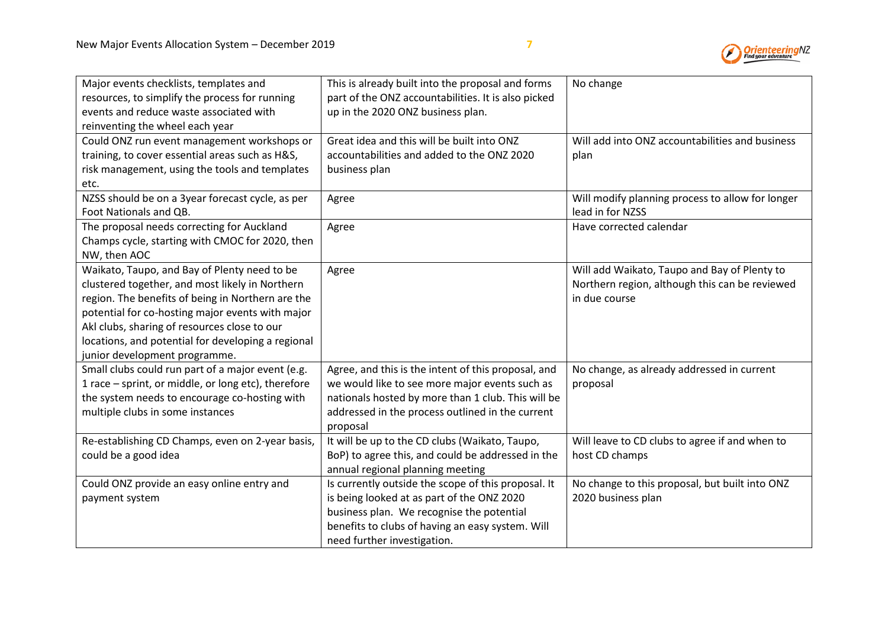| | | |
|---|---|---|
| Major events checklists, templates and resources, to simplify the process for running events and reduce waste associated with reinventing the wheel each year | This is already built into the proposal and forms part of the ONZ accountabilities. It is also picked up in the 2020 ONZ business plan. | No change |
| Could ONZ run event management workshops or training, to cover essential areas such as H&S, risk management, using the tools and templates etc. | Great idea and this will be built into ONZ accountabilities and added to the ONZ 2020 business plan | Will add into ONZ accountabilities and business plan |
| NZSS should be on a 3year forecast cycle, as per Foot Nationals and QB. | Agree | Will modify planning process to allow for longer lead in for NZSS |
| The proposal needs correcting for Auckland Champs cycle, starting with CMOC for 2020, then NW, then AOC | Agree | Have corrected calendar |
| Waikato, Taupo, and Bay of Plenty need to be clustered together, and most likely in Northern region. The benefits of being in Northern are the potential for co-hosting major events with major Akl clubs, sharing of resources close to our locations, and potential for developing a regional junior development programme. | Agree | Will add Waikato, Taupo and Bay of Plenty to Northern region, although this can be reviewed in due course |
| Small clubs could run part of a major event (e.g. 1 race – sprint, or middle, or long etc), therefore the system needs to encourage co-hosting with multiple clubs in some instances | Agree, and this is the intent of this proposal, and we would like to see more major events such as nationals hosted by more than 1 club. This will be addressed in the process outlined in the current proposal | No change, as already addressed in current proposal |
| Re-establishing CD Champs, even on 2-year basis, could be a good idea | It will be up to the CD clubs (Waikato, Taupo, BoP) to agree this, and could be addressed in the annual regional planning meeting | Will leave to CD clubs to agree if and when to host CD champs |
| Could ONZ provide an easy online entry and payment system | Is currently outside the scope of this proposal. It is being looked at as part of the ONZ 2020 business plan. We recognise the potential benefits to clubs of having an easy system. Will need further investigation. | No change to this proposal, but built into ONZ 2020 business plan |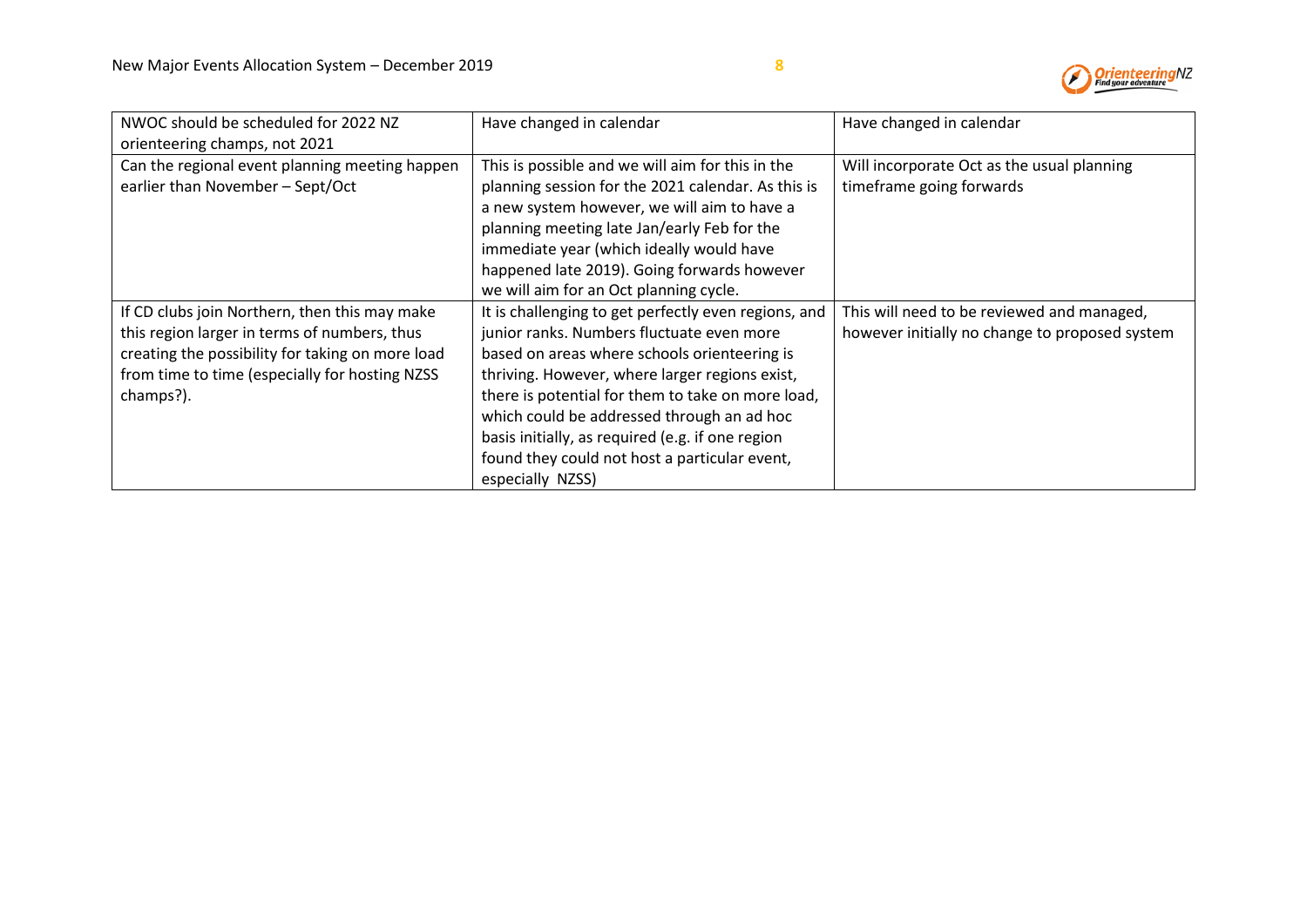| | | |
|---|---|---|
| NWOC should be scheduled for 2022 NZ orienteering champs, not 2021 | Have changed in calendar | Have changed in calendar |
| Can the regional event planning meeting happen earlier than November – Sept/Oct | This is possible and we will aim for this in the planning session for the 2021 calendar. As this is a new system however, we will aim to have a planning meeting late Jan/early Feb for the immediate year (which ideally would have happened late 2019). Going forwards however we will aim for an Oct planning cycle. | Will incorporate Oct as the usual planning timeframe going forwards |
| If CD clubs join Northern, then this may make this region larger in terms of numbers, thus creating the possibility for taking on more load from time to time (especially for hosting NZSS champs?). | It is challenging to get perfectly even regions, and junior ranks. Numbers fluctuate even more based on areas where schools orienteering is thriving. However, where larger regions exist, there is potential for them to take on more load, which could be addressed through an ad hoc basis initially, as required (e.g. if one region found they could not host a particular event, especially NZSS) | This will need to be reviewed and managed, however initially no change to proposed system |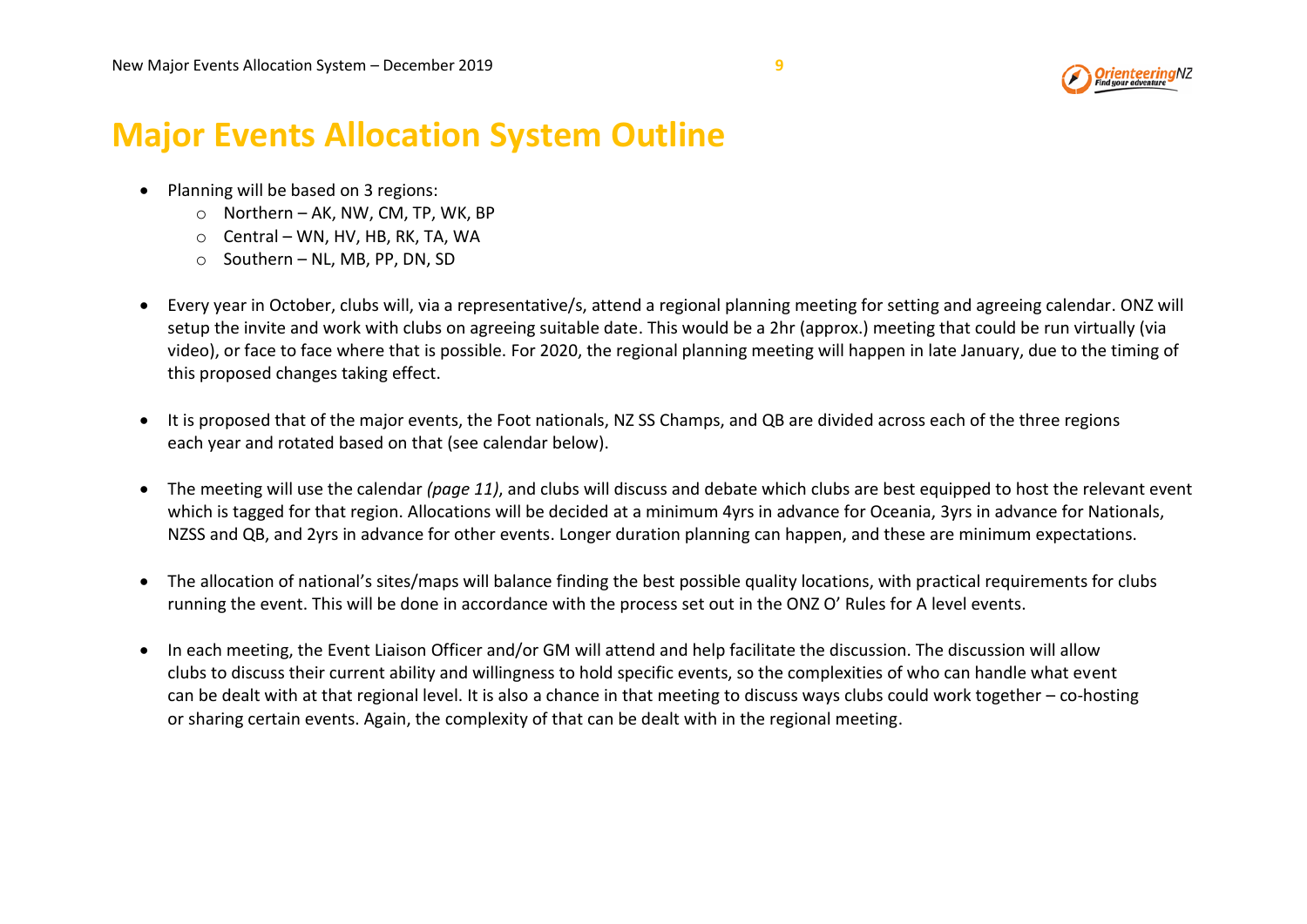# Major Events Allocation System Outline

- Planning will be based on 3 regions:
  - Northern – AK, NW, CM, TP, WK, BP
  - Central – WN, HV, HB, RK, TA, WA
  - Southern – NL, MB, PP, DN, SD

- Every year in October, clubs will, via a representative/s, attend a regional planning meeting for setting and agreeing calendar. ONZ will setup the invite and work with clubs on agreeing suitable date. This would be a 2hr (approx.) meeting that could be run virtually (via video), or face to face where that is possible. For 2020, the regional planning meeting will happen in late January, due to the timing of this proposed changes taking effect.

- It is proposed that of the major events, the Foot nationals, NZ SS Champs, and QB are divided across each of the three regions each year and rotated based on that (see calendar below).

- The meeting will use the calendar *(page 11)*, and clubs will discuss and debate which clubs are best equipped to host the relevant event which is tagged for that region. Allocations will be decided at a minimum 4yrs in advance for Oceania, 3yrs in advance for Nationals, NZSS and QB, and 2yrs in advance for other events. Longer duration planning can happen, and these are minimum expectations.

- The allocation of national's sites/maps will balance finding the best possible quality locations, with practical requirements for clubs running the event. This will be done in accordance with the process set out in the ONZ O' Rules for A level events.

- In each meeting, the Event Liaison Officer and/or GM will attend and help facilitate the discussion. The discussion will allow clubs to discuss their current ability and willingness to hold specific events, so the complexities of who can handle what event can be dealt with at that regional level. It is also a chance in that meeting to discuss ways clubs could work together – co-hosting or sharing certain events. Again, the complexity of that can be dealt with in the regional meeting.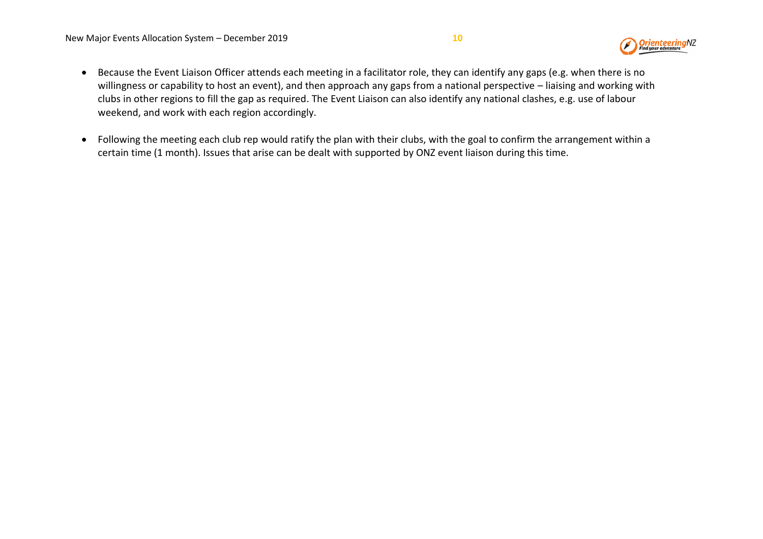- Because the Event Liaison Officer attends each meeting in a facilitator role, they can identify any gaps (e.g. when there is no willingness or capability to host an event), and then approach any gaps from a national perspective – liaising and working with clubs in other regions to fill the gap as required. The Event Liaison can also identify any national clashes, e.g. use of labour weekend, and work with each region accordingly.

- Following the meeting each club rep would ratify the plan with their clubs, with the goal to confirm the arrangement within a certain time (1 month). Issues that arise can be dealt with supported by ONZ event liaison during this time.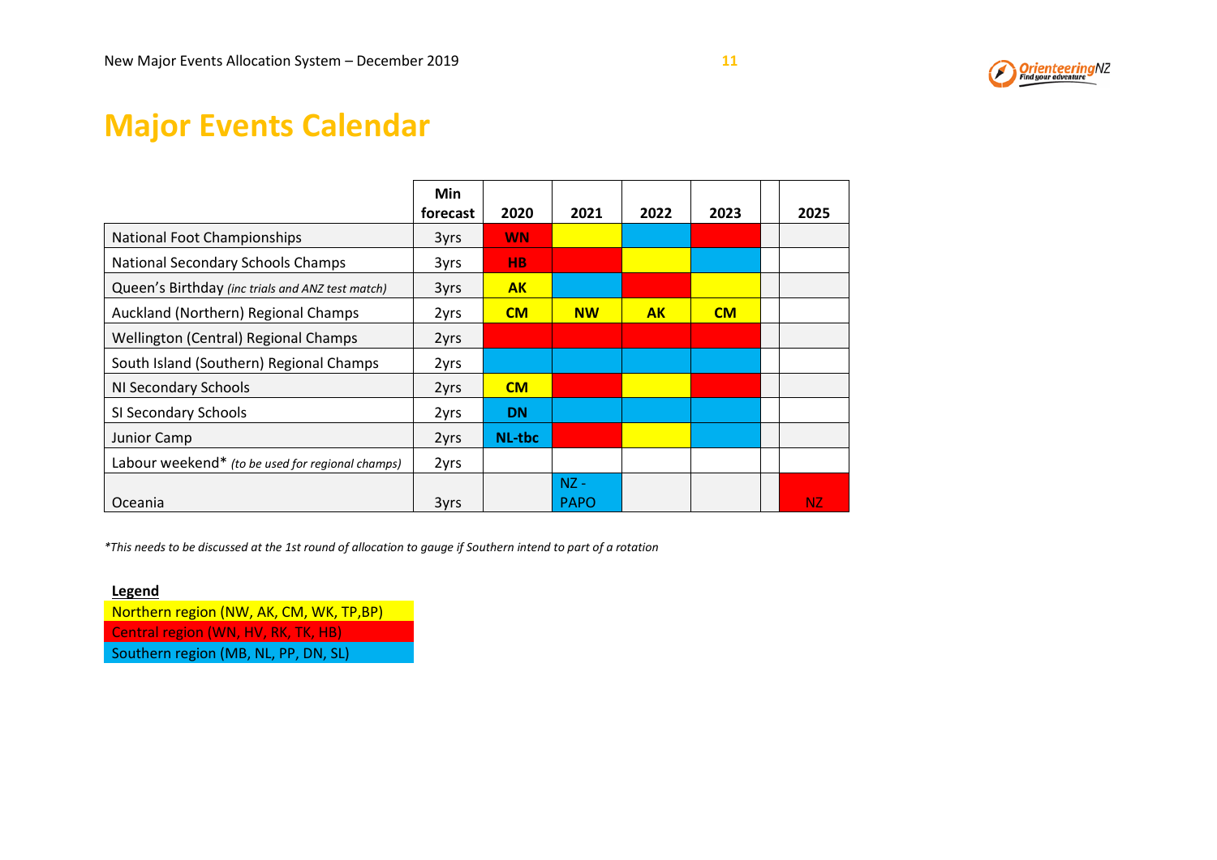# Major Events Calendar

| | Min forecast | 2020 | 2021 | 2022 | 2023 | | 2025 |
|---|---|---|---|---|---|---|---|
| National Foot Championships | 3yrs | **WN** | | | | | |
| National Secondary Schools Champs | 3yrs | **HB** | | | | | |
| Queen's Birthday *(inc trials and ANZ test match)* | 3yrs | **AK** | | | | | |
| Auckland (Northern) Regional Champs | 2yrs | **CM** | **NW** | **AK** | **CM** | | |
| Wellington (Central) Regional Champs | 2yrs | | | | | | |
| South Island (Southern) Regional Champs | 2yrs | | | | | | |
| NI Secondary Schools | 2yrs | **CM** | | | | | |
| SI Secondary Schools | 2yrs | **DN** | | | | | |
| Junior Camp | 2yrs | **NL-tbc** | | | | | |
| Labour weekend* *(to be used for regional champs)* | 2yrs | | | | | | |
| Oceania | 3yrs | | NZ - PAPO | | | | NZ |

*\*This needs to be discussed at the 1st round of allocation to gauge if Southern intend to part of a rotation*

**Legend**

Northern region (NW, AK, CM, WK, TP,BP)

Central region (WN, HV, RK, TK, HB)

Southern region (MB, NL, PP, DN, SL)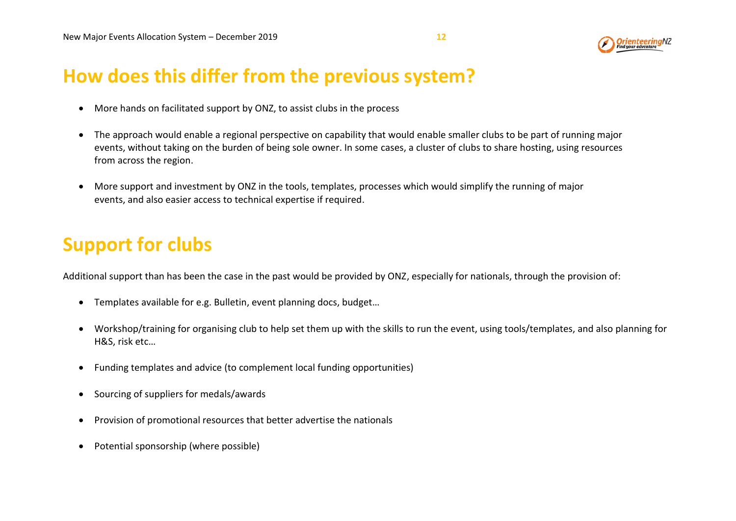# How does this differ from the previous system?

- More hands on facilitated support by ONZ, to assist clubs in the process
- The approach would enable a regional perspective on capability that would enable smaller clubs to be part of running major events, without taking on the burden of being sole owner. In some cases, a cluster of clubs to share hosting, using resources from across the region.
- More support and investment by ONZ in the tools, templates, processes which would simplify the running of major events, and also easier access to technical expertise if required.

# Support for clubs

Additional support than has been the case in the past would be provided by ONZ, especially for nationals, through the provision of:

- Templates available for e.g. Bulletin, event planning docs, budget…
- Workshop/training for organising club to help set them up with the skills to run the event, using tools/templates, and also planning for H&S, risk etc…
- Funding templates and advice (to complement local funding opportunities)
- Sourcing of suppliers for medals/awards
- Provision of promotional resources that better advertise the nationals
- Potential sponsorship (where possible)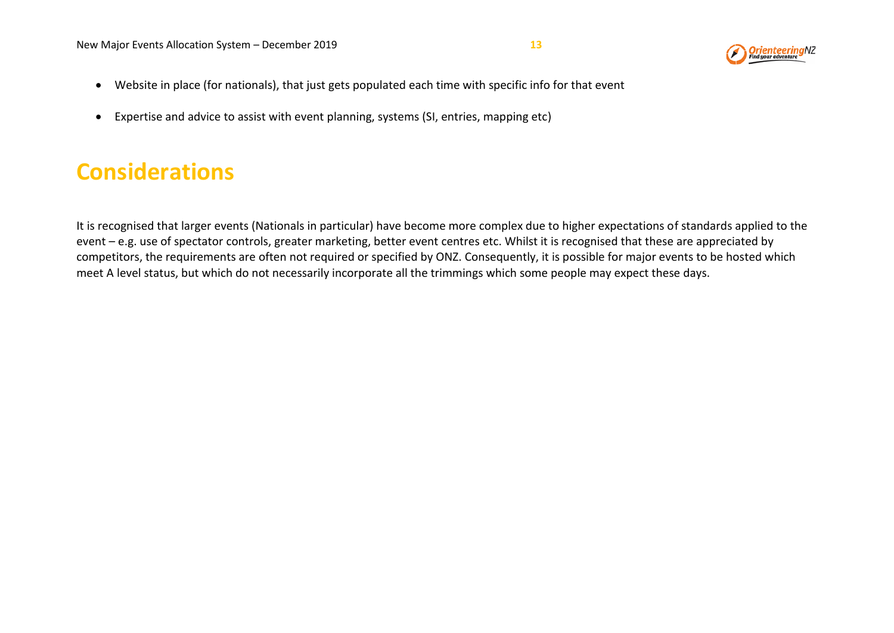- Website in place (for nationals), that just gets populated each time with specific info for that event
- Expertise and advice to assist with event planning, systems (SI, entries, mapping etc)

# Considerations

It is recognised that larger events (Nationals in particular) have become more complex due to higher expectations of standards applied to the event – e.g. use of spectator controls, greater marketing, better event centres etc. Whilst it is recognised that these are appreciated by competitors, the requirements are often not required or specified by ONZ. Consequently, it is possible for major events to be hosted which meet A level status, but which do not necessarily incorporate all the trimmings which some people may expect these days.